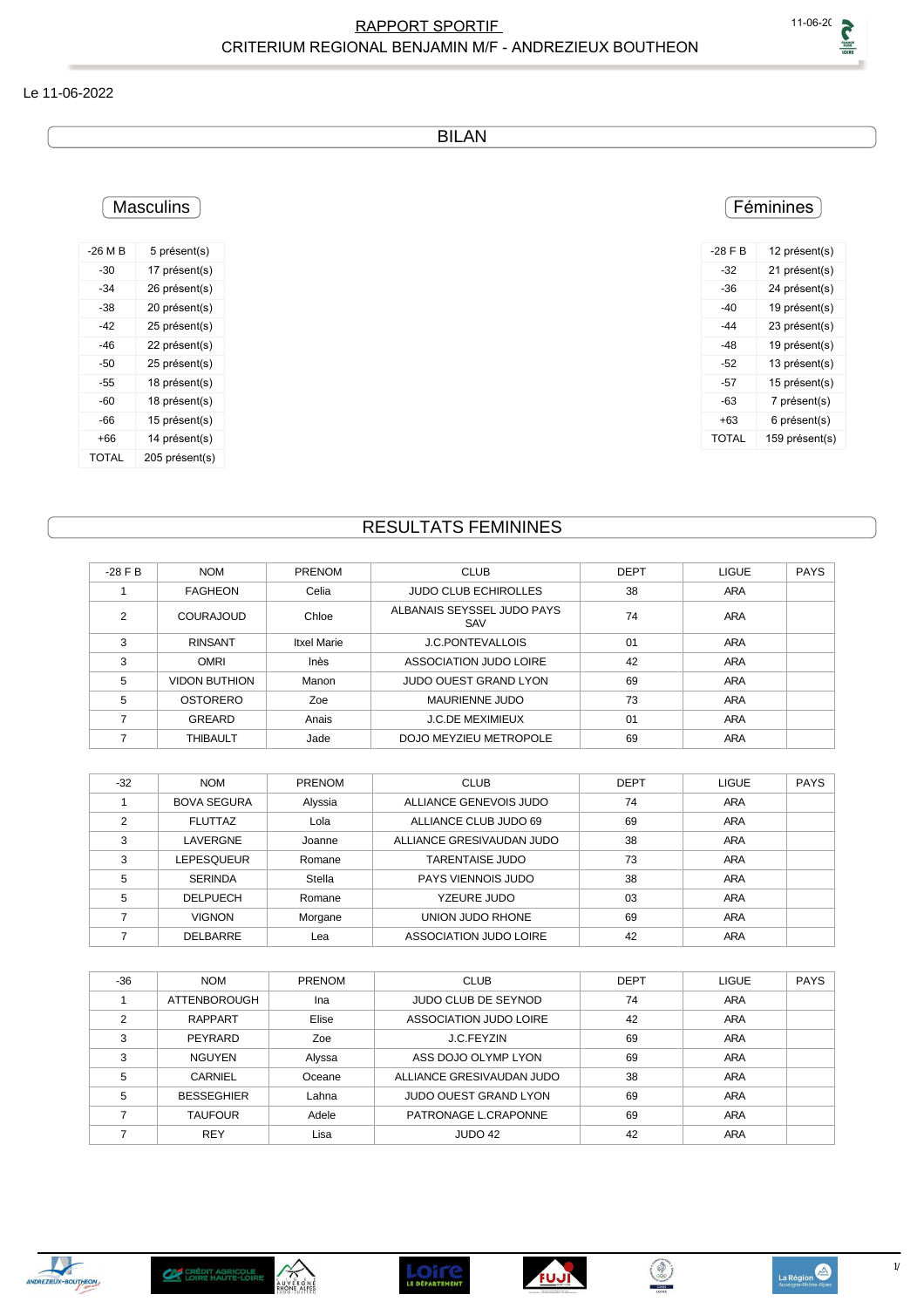# RAPPORT SPORTIF
## CRITERIUM REGIONAL BENJAMIN M/F - ANDREZIEUX BOUTHEON

Le 11-06-2022

## BILAN

### Masculins

| -26 M B | 5 présent(s) |
|---|---|
| -30 | 17 présent(s) |
| -34 | 26 présent(s) |
| -38 | 20 présent(s) |
| -42 | 25 présent(s) |
| -46 | 22 présent(s) |
| -50 | 25 présent(s) |
| -55 | 18 présent(s) |
| -60 | 18 présent(s) |
| -66 | 15 présent(s) |
| +66 | 14 présent(s) |
| TOTAL | 205 présent(s) |

### Féminines

| -28 F B | 12 présent(s) |
|---|---|
| -32 | 21 présent(s) |
| -36 | 24 présent(s) |
| -40 | 19 présent(s) |
| -44 | 23 présent(s) |
| -48 | 19 présent(s) |
| -52 | 13 présent(s) |
| -57 | 15 présent(s) |
| -63 | 7 présent(s) |
| +63 | 6 présent(s) |
| TOTAL | 159 présent(s) |

## RESULTATS FEMININES

| -28 F B | NOM | PRENOM | CLUB | DEPT | LIGUE | PAYS |
|---|---|---|---|---|---|---|
| 1 | FAGHEON | Celia | JUDO CLUB ECHIROLLES | 38 | ARA | |
| 2 | COURAJOUD | Chloe | ALBANAIS SEYSSEL JUDO PAYS SAV | 74 | ARA | |
| 3 | RINSANT | Itxel Marie | J.C.PONTEVALLOIS | 01 | ARA | |
| 3 | OMRI | Inès | ASSOCIATION JUDO LOIRE | 42 | ARA | |
| 5 | VIDON BUTHION | Manon | JUDO OUEST GRAND LYON | 69 | ARA | |
| 5 | OSTORERO | Zoe | MAURIENNE JUDO | 73 | ARA | |
| 7 | GREARD | Anais | J.C.DE MEXIMIEUX | 01 | ARA | |
| 7 | THIBAULT | Jade | DOJO MEYZIEU METROPOLE | 69 | ARA | |

| -32 | NOM | PRENOM | CLUB | DEPT | LIGUE | PAYS |
|---|---|---|---|---|---|---|
| 1 | BOVA SEGURA | Alyssia | ALLIANCE GENEVOIS JUDO | 74 | ARA | |
| 2 | FLUTTAZ | Lola | ALLIANCE CLUB JUDO 69 | 69 | ARA | |
| 3 | LAVERGNE | Joanne | ALLIANCE GRESIVAUDAN JUDO | 38 | ARA | |
| 3 | LEPESQUEUR | Romane | TARENTAISE JUDO | 73 | ARA | |
| 5 | SERINDA | Stella | PAYS VIENNOIS JUDO | 38 | ARA | |
| 5 | DELPUECH | Romane | YZEURE JUDO | 03 | ARA | |
| 7 | VIGNON | Morgane | UNION JUDO RHONE | 69 | ARA | |
| 7 | DELBARRE | Lea | ASSOCIATION JUDO LOIRE | 42 | ARA | |

| -36 | NOM | PRENOM | CLUB | DEPT | LIGUE | PAYS |
|---|---|---|---|---|---|---|
| 1 | ATTENBOROUGH | Ina | JUDO CLUB DE SEYNOD | 74 | ARA | |
| 2 | RAPPART | Elise | ASSOCIATION JUDO LOIRE | 42 | ARA | |
| 3 | PEYRARD | Zoe | J.C.FEYZIN | 69 | ARA | |
| 3 | NGUYEN | Alyssa | ASS DOJO OLYMP LYON | 69 | ARA | |
| 5 | CARNIEL | Oceane | ALLIANCE GRESIVAUDAN JUDO | 38 | ARA | |
| 5 | BESSEGHIER | Lahna | JUDO OUEST GRAND LYON | 69 | ARA | |
| 7 | TAUFOUR | Adele | PATRONAGE L.CRAPONNE | 69 | ARA | |
| 7 | REY | Lisa | JUDO 42 | 42 | ARA | |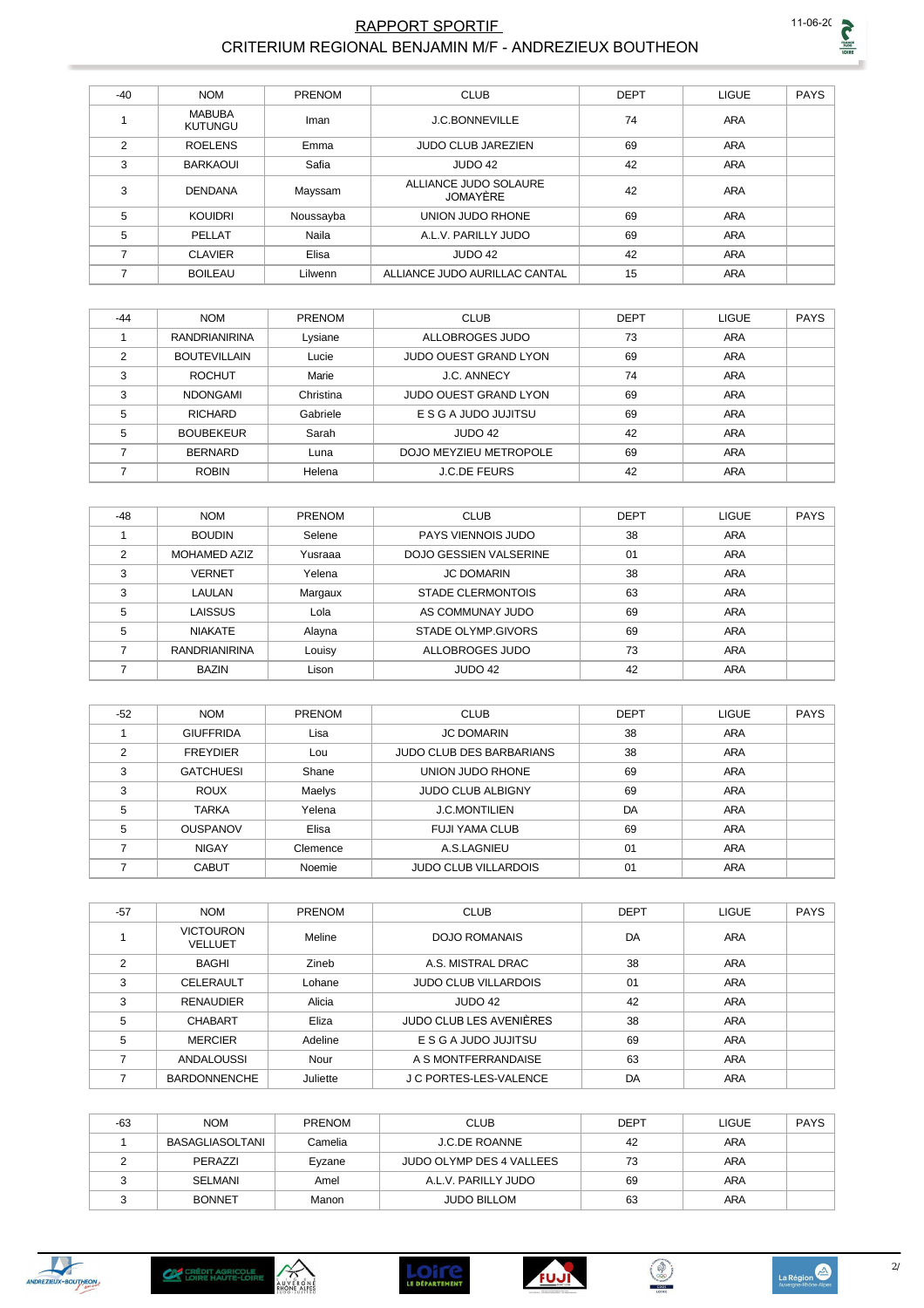# RAPPORT SPORTIF

## CRITERIUM REGIONAL BENJAMIN M/F - ANDREZIEUX BOUTHEON

| -40 | NOM | PRENOM | CLUB | DEPT | LIGUE | PAYS |
|---|---|---|---|---|---|---|
| 1 | MABUBA KUTUNGU | Iman | J.C.BONNEVILLE | 74 | ARA | |
| 2 | ROELENS | Emma | JUDO CLUB JAREZIEN | 69 | ARA | |
| 3 | BARKAOUI | Safia | JUDO 42 | 42 | ARA | |
| 3 | DENDANA | Mayssam | ALLIANCE JUDO SOLAURE JOMAYÈRE | 42 | ARA | |
| 5 | KOUIDRI | Noussayba | UNION JUDO RHONE | 69 | ARA | |
| 5 | PELLAT | Naila | A.L.V. PARILLY JUDO | 69 | ARA | |
| 7 | CLAVIER | Elisa | JUDO 42 | 42 | ARA | |
| 7 | BOILEAU | Lilwenn | ALLIANCE JUDO AURILLAC CANTAL | 15 | ARA | |

| -44 | NOM | PRENOM | CLUB | DEPT | LIGUE | PAYS |
|---|---|---|---|---|---|---|
| 1 | RANDRIANIRINA | Lysiane | ALLOBROGES JUDO | 73 | ARA | |
| 2 | BOUTEVILLAIN | Lucie | JUDO OUEST GRAND LYON | 69 | ARA | |
| 3 | ROCHUT | Marie | J.C. ANNECY | 74 | ARA | |
| 3 | NDONGAMI | Christina | JUDO OUEST GRAND LYON | 69 | ARA | |
| 5 | RICHARD | Gabriele | E S G A JUDO JUJITSU | 69 | ARA | |
| 5 | BOUBEKEUR | Sarah | JUDO 42 | 42 | ARA | |
| 7 | BERNARD | Luna | DOJO MEYZIEU METROPOLE | 69 | ARA | |
| 7 | ROBIN | Helena | J.C.DE FEURS | 42 | ARA | |

| -48 | NOM | PRENOM | CLUB | DEPT | LIGUE | PAYS |
|---|---|---|---|---|---|---|
| 1 | BOUDIN | Selene | PAYS VIENNOIS JUDO | 38 | ARA | |
| 2 | MOHAMED AZIZ | Yusraaa | DOJO GESSIEN VALSERINE | 01 | ARA | |
| 3 | VERNET | Yelena | JC DOMARIN | 38 | ARA | |
| 3 | LAULAN | Margaux | STADE CLERMONTOIS | 63 | ARA | |
| 5 | LAISSUS | Lola | AS COMMUNAY JUDO | 69 | ARA | |
| 5 | NIAKATE | Alayna | STADE OLYMP.GIVORS | 69 | ARA | |
| 7 | RANDRIANIRINA | Louisy | ALLOBROGES JUDO | 73 | ARA | |
| 7 | BAZIN | Lison | JUDO 42 | 42 | ARA | |

| -52 | NOM | PRENOM | CLUB | DEPT | LIGUE | PAYS |
|---|---|---|---|---|---|---|
| 1 | GIUFFRIDA | Lisa | JC DOMARIN | 38 | ARA | |
| 2 | FREYDIER | Lou | JUDO CLUB DES BARBARIANS | 38 | ARA | |
| 3 | GATCHUESI | Shane | UNION JUDO RHONE | 69 | ARA | |
| 3 | ROUX | Maelys | JUDO CLUB ALBIGNY | 69 | ARA | |
| 5 | TARKA | Yelena | J.C.MONTILIEN | DA | ARA | |
| 5 | OUSPANOV | Elisa | FUJI YAMA CLUB | 69 | ARA | |
| 7 | NIGAY | Clemence | A.S.LAGNIEU | 01 | ARA | |
| 7 | CABUT | Noemie | JUDO CLUB VILLARDOIS | 01 | ARA | |

| -57 | NOM | PRENOM | CLUB | DEPT | LIGUE | PAYS |
|---|---|---|---|---|---|---|
| 1 | VICTOURON VELLUET | Meline | DOJO ROMANAIS | DA | ARA | |
| 2 | BAGHI | Zineb | A.S. MISTRAL DRAC | 38 | ARA | |
| 3 | CELERAULT | Lohane | JUDO CLUB VILLARDOIS | 01 | ARA | |
| 3 | RENAUDIER | Alicia | JUDO 42 | 42 | ARA | |
| 5 | CHABART | Eliza | JUDO CLUB LES AVENIÈRES | 38 | ARA | |
| 5 | MERCIER | Adeline | E S G A JUDO JUJITSU | 69 | ARA | |
| 7 | ANDALOUSSI | Nour | A S MONTFERRANDAISE | 63 | ARA | |
| 7 | BARDONNENCHE | Juliette | J C PORTES-LES-VALENCE | DA | ARA | |

| -63 | NOM | PRENOM | CLUB | DEPT | LIGUE | PAYS |
|---|---|---|---|---|---|---|
| 1 | BASAGLIASOLTANI | Camelia | J.C.DE ROANNE | 42 | ARA | |
| 2 | PERAZZI | Eyzane | JUDO OLYMP DES 4 VALLEES | 73 | ARA | |
| 3 | SELMANI | Amel | A.L.V. PARILLY JUDO | 69 | ARA | |
| 3 | BONNET | Manon | JUDO BILLOM | 63 | ARA | |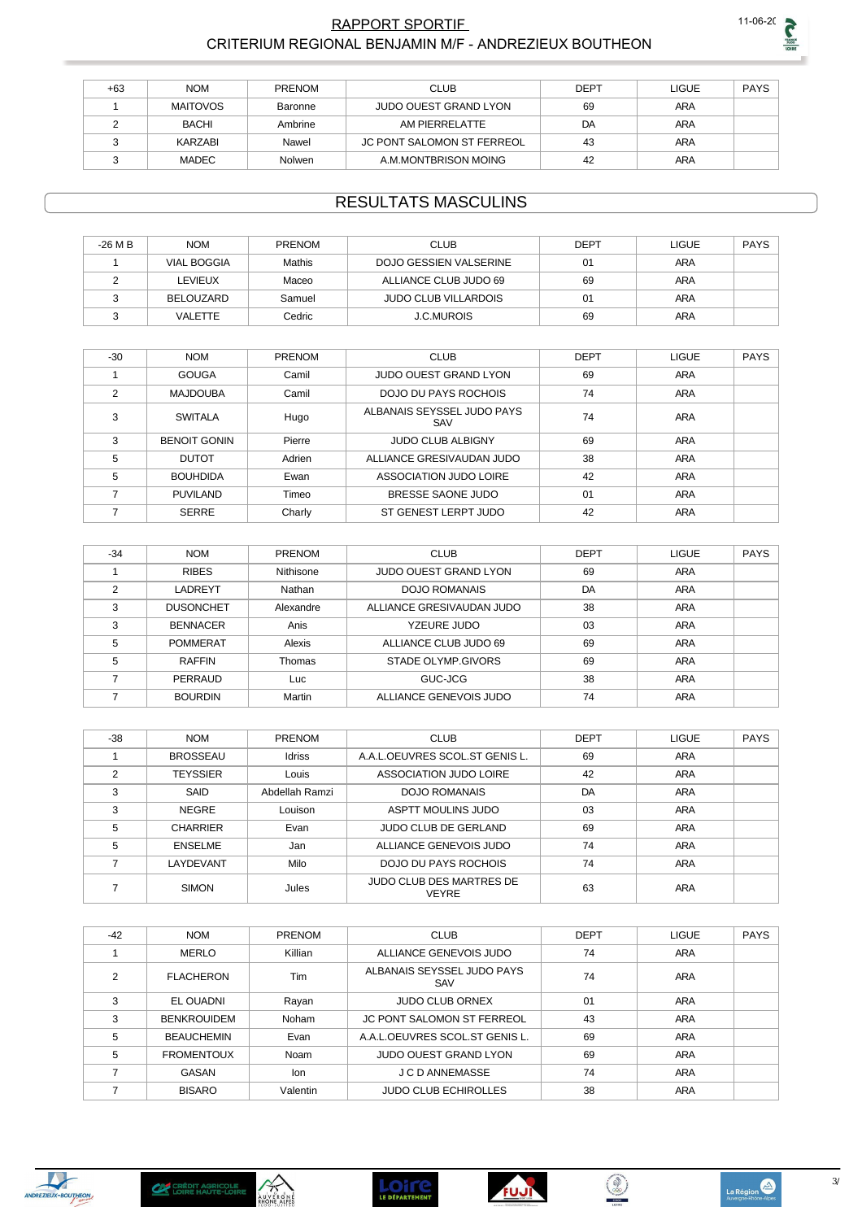| +63 | NOM | PRENOM | CLUB | DEPT | LIGUE | PAYS |
|---|---|---|---|---|---|---|
| 1 | MAITOVOS | Baronne | JUDO OUEST GRAND LYON | 69 | ARA | |
| 2 | BACHI | Ambrine | AM PIERRELATTE | DA | ARA | |
| 3 | KARZABI | Nawel | JC PONT SALOMON ST FERREOL | 43 | ARA | |
| 3 | MADEC | Nolwen | A.M.MONTBRISON MOING | 42 | ARA | |

## RESULTATS MASCULINS

| -26 M B | NOM | PRENOM | CLUB | DEPT | LIGUE | PAYS |
|---|---|---|---|---|---|---|
| 1 | VIAL BOGGIA | Mathis | DOJO GESSIEN VALSERINE | 01 | ARA | |
| 2 | LEVIEUX | Maceo | ALLIANCE CLUB JUDO 69 | 69 | ARA | |
| 3 | BELOUZARD | Samuel | JUDO CLUB VILLARDOIS | 01 | ARA | |
| 3 | VALETTE | Cedric | J.C.MUROIS | 69 | ARA | |

| -30 | NOM | PRENOM | CLUB | DEPT | LIGUE | PAYS |
|---|---|---|---|---|---|---|
| 1 | GOUGA | Camil | JUDO OUEST GRAND LYON | 69 | ARA | |
| 2 | MAJDOUBA | Camil | DOJO DU PAYS ROCHOIS | 74 | ARA | |
| 3 | SWITALA | Hugo | ALBANAIS SEYSSEL JUDO PAYS SAV | 74 | ARA | |
| 3 | BENOIT GONIN | Pierre | JUDO CLUB ALBIGNY | 69 | ARA | |
| 5 | DUTOT | Adrien | ALLIANCE GRESIVAUDAN JUDO | 38 | ARA | |
| 5 | BOUHDIDA | Ewan | ASSOCIATION JUDO LOIRE | 42 | ARA | |
| 7 | PUVILAND | Timeo | BRESSE SAONE JUDO | 01 | ARA | |
| 7 | SERRE | Charly | ST GENEST LERPT JUDO | 42 | ARA | |

| -34 | NOM | PRENOM | CLUB | DEPT | LIGUE | PAYS |
|---|---|---|---|---|---|---|
| 1 | RIBES | Nithisone | JUDO OUEST GRAND LYON | 69 | ARA | |
| 2 | LADREYT | Nathan | DOJO ROMANAIS | DA | ARA | |
| 3 | DUSONCHET | Alexandre | ALLIANCE GRESIVAUDAN JUDO | 38 | ARA | |
| 3 | BENNACER | Anis | YZEURE JUDO | 03 | ARA | |
| 5 | POMMERAT | Alexis | ALLIANCE CLUB JUDO 69 | 69 | ARA | |
| 5 | RAFFIN | Thomas | STADE OLYMP.GIVORS | 69 | ARA | |
| 7 | PERRAUD | Luc | GUC-JCG | 38 | ARA | |
| 7 | BOURDIN | Martin | ALLIANCE GENEVOIS JUDO | 74 | ARA | |

| -38 | NOM | PRENOM | CLUB | DEPT | LIGUE | PAYS |
|---|---|---|---|---|---|---|
| 1 | BROSSEAU | Idriss | A.A.L.OEUVRES SCOL.ST GENIS L. | 69 | ARA | |
| 2 | TEYSSIER | Louis | ASSOCIATION JUDO LOIRE | 42 | ARA | |
| 3 | SAID | Abdellah Ramzi | DOJO ROMANAIS | DA | ARA | |
| 3 | NEGRE | Louison | ASPTT MOULINS JUDO | 03 | ARA | |
| 5 | CHARRIER | Evan | JUDO CLUB DE GERLAND | 69 | ARA | |
| 5 | ENSELME | Jan | ALLIANCE GENEVOIS JUDO | 74 | ARA | |
| 7 | LAYDEVANT | Milo | DOJO DU PAYS ROCHOIS | 74 | ARA | |
| 7 | SIMON | Jules | JUDO CLUB DES MARTRES DE VEYRE | 63 | ARA | |

| -42 | NOM | PRENOM | CLUB | DEPT | LIGUE | PAYS |
|---|---|---|---|---|---|---|
| 1 | MERLO | Killian | ALLIANCE GENEVOIS JUDO | 74 | ARA | |
| 2 | FLACHERON | Tim | ALBANAIS SEYSSEL JUDO PAYS SAV | 74 | ARA | |
| 3 | EL OUADNI | Rayan | JUDO CLUB ORNEX | 01 | ARA | |
| 3 | BENKROUIDEM | Noham | JC PONT SALOMON ST FERREOL | 43 | ARA | |
| 5 | BEAUCHEMIN | Evan | A.A.L.OEUVRES SCOL.ST GENIS L. | 69 | ARA | |
| 5 | FROMENTOUX | Noam | JUDO OUEST GRAND LYON | 69 | ARA | |
| 7 | GASAN | Ion | J C D ANNEMASSE | 74 | ARA | |
| 7 | BISARO | Valentin | JUDO CLUB ECHIROLLES | 38 | ARA | |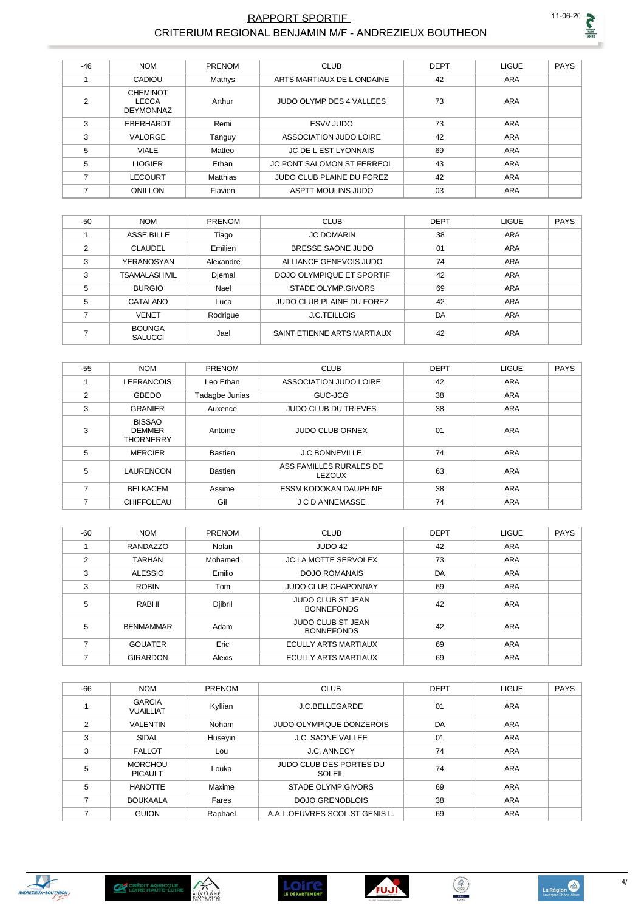# RAPPORT SPORTIF
## CRITERIUM REGIONAL BENJAMIN M/F - ANDREZIEUX BOUTHEON

| -46 | NOM | PRENOM | CLUB | DEPT | LIGUE | PAYS |
|---|---|---|---|---|---|---|
| 1 | CADIOU | Mathys | ARTS MARTIAUX DE L ONDAINE | 42 | ARA | |
| 2 | CHEMINOT LECCA DEYMONNAZ | Arthur | JUDO OLYMP DES 4 VALLEES | 73 | ARA | |
| 3 | EBERHARDT | Remi | ESVV JUDO | 73 | ARA | |
| 3 | VALORGE | Tanguy | ASSOCIATION JUDO LOIRE | 42 | ARA | |
| 5 | VIALE | Matteo | JC DE L EST LYONNAIS | 69 | ARA | |
| 5 | LIOGIER | Ethan | JC PONT SALOMON ST FERREOL | 43 | ARA | |
| 7 | LECOURT | Matthias | JUDO CLUB PLAINE DU FOREZ | 42 | ARA | |
| 7 | ONILLON | Flavien | ASPTT MOULINS JUDO | 03 | ARA | |

| -50 | NOM | PRENOM | CLUB | DEPT | LIGUE | PAYS |
|---|---|---|---|---|---|---|
| 1 | ASSE BILLE | Tiago | JC DOMARIN | 38 | ARA | |
| 2 | CLAUDEL | Emilien | BRESSE SAONE JUDO | 01 | ARA | |
| 3 | YERANOSYAN | Alexandre | ALLIANCE GENEVOIS JUDO | 74 | ARA | |
| 3 | TSAMALASHIVIL | Djemal | DOJO OLYMPIQUE ET SPORTIF | 42 | ARA | |
| 5 | BURGIO | Nael | STADE OLYMP.GIVORS | 69 | ARA | |
| 5 | CATALANO | Luca | JUDO CLUB PLAINE DU FOREZ | 42 | ARA | |
| 7 | VENET | Rodrigue | J.C.TEILLOIS | DA | ARA | |
| 7 | BOUNGA SALUCCI | Jael | SAINT ETIENNE ARTS MARTIAUX | 42 | ARA | |

| -55 | NOM | PRENOM | CLUB | DEPT | LIGUE | PAYS |
|---|---|---|---|---|---|---|
| 1 | LEFRANCOIS | Leo Ethan | ASSOCIATION JUDO LOIRE | 42 | ARA | |
| 2 | GBEDO | Tadagbe Junias | GUC-JCG | 38 | ARA | |
| 3 | GRANIER | Auxence | JUDO CLUB DU TRIEVES | 38 | ARA | |
| 3 | BISSAO DEMMER THORNERRY | Antoine | JUDO CLUB ORNEX | 01 | ARA | |
| 5 | MERCIER | Bastien | J.C.BONNEVILLE | 74 | ARA | |
| 5 | LAURENCON | Bastien | ASS FAMILLES RURALES DE LEZOUX | 63 | ARA | |
| 7 | BELKACEM | Assime | ESSM KODOKAN DAUPHINE | 38 | ARA | |
| 7 | CHIFFOLEAU | Gil | J C D ANNEMASSE | 74 | ARA | |

| -60 | NOM | PRENOM | CLUB | DEPT | LIGUE | PAYS |
|---|---|---|---|---|---|---|
| 1 | RANDAZZO | Nolan | JUDO 42 | 42 | ARA | |
| 2 | TARHAN | Mohamed | JC LA MOTTE SERVOLEX | 73 | ARA | |
| 3 | ALESSIO | Emilio | DOJO ROMANAIS | DA | ARA | |
| 3 | ROBIN | Tom | JUDO CLUB CHAPONNAY | 69 | ARA | |
| 5 | RABHI | Djibril | JUDO CLUB ST JEAN BONNEFONDS | 42 | ARA | |
| 5 | BENMAMMAR | Adam | JUDO CLUB ST JEAN BONNEFONDS | 42 | ARA | |
| 7 | GOUATER | Eric | ECULLY ARTS MARTIAUX | 69 | ARA | |
| 7 | GIRARDON | Alexis | ECULLY ARTS MARTIAUX | 69 | ARA | |

| -66 | NOM | PRENOM | CLUB | DEPT | LIGUE | PAYS |
|---|---|---|---|---|---|---|
| 1 | GARCIA VUAILLIAT | Kyllian | J.C.BELLEGARDE | 01 | ARA | |
| 2 | VALENTIN | Noham | JUDO OLYMPIQUE DONZEROIS | DA | ARA | |
| 3 | SIDAL | Huseyin | J.C. SAONE VALLEE | 01 | ARA | |
| 3 | FALLOT | Lou | J.C. ANNECY | 74 | ARA | |
| 5 | MORCHOU PICAULT | Louka | JUDO CLUB DES PORTES DU SOLEIL | 74 | ARA | |
| 5 | HANOTTE | Maxime | STADE OLYMP.GIVORS | 69 | ARA | |
| 7 | BOUKAALA | Fares | DOJO GRENOBLOIS | 38 | ARA | |
| 7 | GUION | Raphael | A.A.L.OEUVRES SCOL.ST GENIS L. | 69 | ARA | |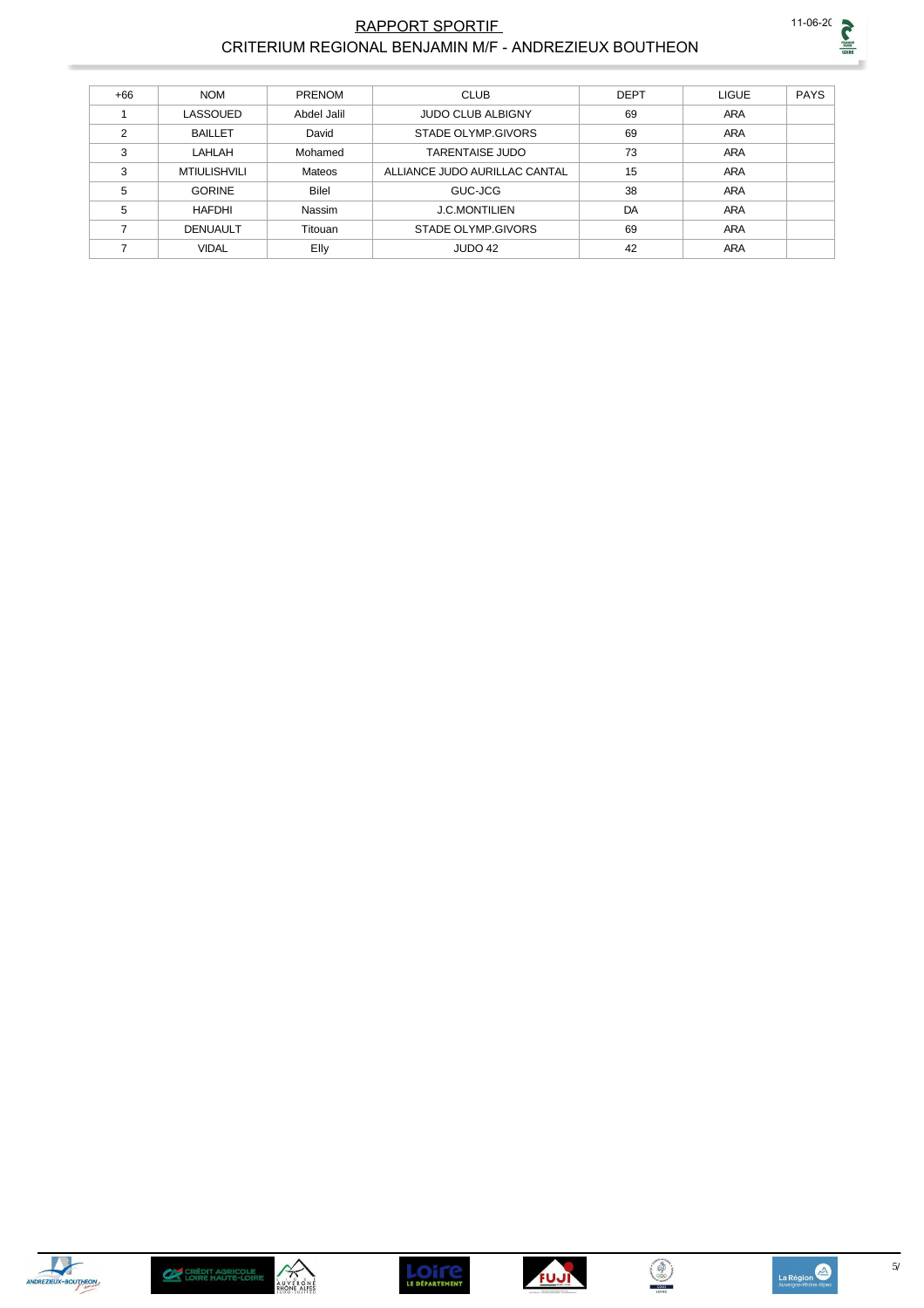RAPPORT SPORTIF

CRITERIUM REGIONAL BENJAMIN M/F - ANDREZIEUX BOUTHEON

| +66 | NOM | PRENOM | CLUB | DEPT | LIGUE | PAYS |
|---|---|---|---|---|---|---|
| 1 | LASSOUED | Abdel Jalil | JUDO CLUB ALBIGNY | 69 | ARA | |
| 2 | BAILLET | David | STADE OLYMP.GIVORS | 69 | ARA | |
| 3 | LAHLAH | Mohamed | TARENTAISE JUDO | 73 | ARA | |
| 3 | MTIULISHVILI | Mateos | ALLIANCE JUDO AURILLAC CANTAL | 15 | ARA | |
| 5 | GORINE | Bilel | GUC-JCG | 38 | ARA | |
| 5 | HAFDHI | Nassim | J.C.MONTILIEN | DA | ARA | |
| 7 | DENUAULT | Titouan | STADE OLYMP.GIVORS | 69 | ARA | |
| 7 | VIDAL | Elly | JUDO 42 | 42 | ARA | |